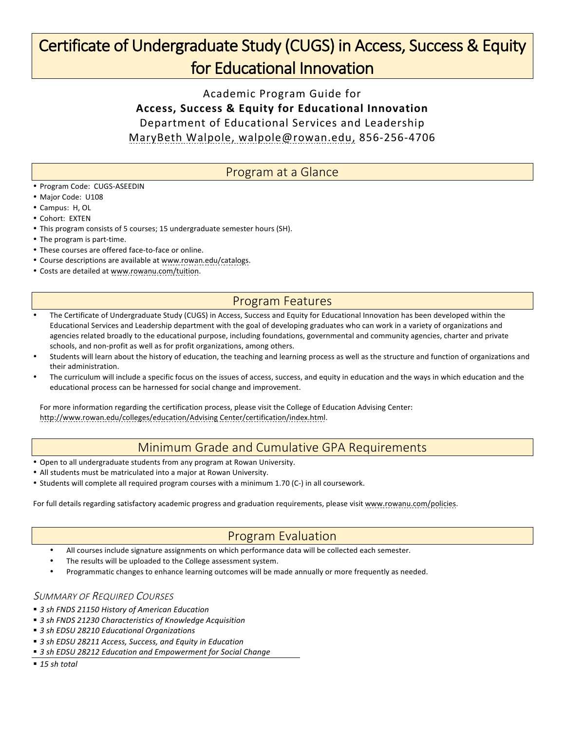# Certificate of Undergraduate Study (CUGS) in Access, Success & Equity for Educational Innovation

Academic Program Guide for
**Access, Success & Equity for Educational Innovation**
Department of Educational Services and Leadership
MaryBeth Walpole, walpole@rowan.edu, 856-256-4706

## Program at a Glance

- Program Code: CUGS-ASEEDIN
- Major Code: U108
- Campus: H, OL
- Cohort: EXTEN
- This program consists of 5 courses; 15 undergraduate semester hours (SH).
- The program is part-time.
- These courses are offered face-to-face or online.
- Course descriptions are available at www.rowan.edu/catalogs.
- Costs are detailed at www.rowanu.com/tuition.

## Program Features

- The Certificate of Undergraduate Study (CUGS) in Access, Success and Equity for Educational Innovation has been developed within the Educational Services and Leadership department with the goal of developing graduates who can work in a variety of organizations and agencies related broadly to the educational purpose, including foundations, governmental and community agencies, charter and private schools, and non-profit as well as for profit organizations, among others.
- Students will learn about the history of education, the teaching and learning process as well as the structure and function of organizations and their administration.
- The curriculum will include a specific focus on the issues of access, success, and equity in education and the ways in which education and the educational process can be harnessed for social change and improvement.

For more information regarding the certification process, please visit the College of Education Advising Center: http://www.rowan.edu/colleges/education/Advising Center/certification/index.html.

## Minimum Grade and Cumulative GPA Requirements

- Open to all undergraduate students from any program at Rowan University.
- All students must be matriculated into a major at Rowan University.
- Students will complete all required program courses with a minimum 1.70 (C-) in all coursework.

For full details regarding satisfactory academic progress and graduation requirements, please visit www.rowanu.com/policies.

## Program Evaluation

- All courses include signature assignments on which performance data will be collected each semester.
- The results will be uploaded to the College assessment system.
- Programmatic changes to enhance learning outcomes will be made annually or more frequently as needed.

### *Summary of Required Courses*

- *3 sh FNDS 21150 History of American Education*
- *3 sh FNDS 21230 Characteristics of Knowledge Acquisition*
- *3 sh EDSU 28210 Educational Organizations*
- *3 sh EDSU 28211 Access, Success, and Equity in Education*
- *3 sh EDSU 28212 Education and Empowerment for Social Change*

---

- *15 sh total*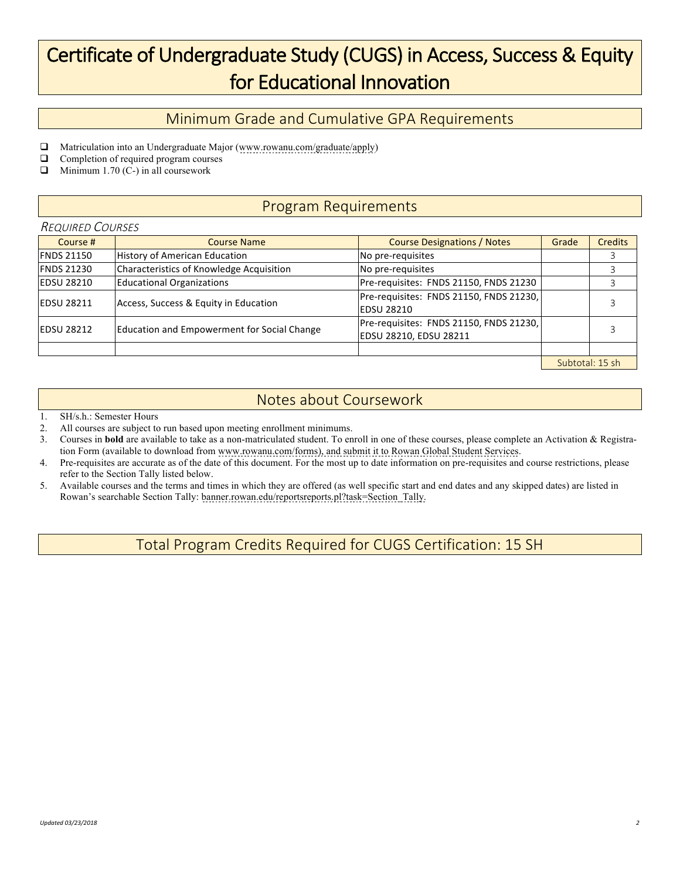# Certificate of Undergraduate Study (CUGS) in Access, Success & Equity for Educational Innovation

## Minimum Grade and Cumulative GPA Requirements

- ❑ Matriculation into an Undergraduate Major (www.rowanu.com/graduate/apply)
- ❑ Completion of required program courses
- ❑ Minimum 1.70 (C-) in all coursework

## Program Requirements

*REQUIRED COURSES*

| Course # | Course Name | Course Designations / Notes | Grade | Credits |
|---|---|---|---|---|
| FNDS 21150 | History of American Education | No pre-requisites | | 3 |
| FNDS 21230 | Characteristics of Knowledge Acquisition | No pre-requisites | | 3 |
| EDSU 28210 | Educational Organizations | Pre-requisites: FNDS 21150, FNDS 21230 | | 3 |
| EDSU 28211 | Access, Success & Equity in Education | Pre-requisites: FNDS 21150, FNDS 21230, EDSU 28210 | | 3 |
| EDSU 28212 | Education and Empowerment for Social Change | Pre-requisites: FNDS 21150, FNDS 21230, EDSU 28210, EDSU 28211 | | 3 |
| | | | | |
| | | | Subtotal: 15 sh | |

## Notes about Coursework

1. SH/s.h.: Semester Hours
2. All courses are subject to run based upon meeting enrollment minimums.
3. Courses in **bold** are available to take as a non-matriculated student. To enroll in one of these courses, please complete an Activation & Registration Form (available to download from www.rowanu.com/forms), and submit it to Rowan Global Student Services.
4. Pre-requisites are accurate as of the date of this document. For the most up to date information on pre-requisites and course restrictions, please refer to the Section Tally listed below.
5. Available courses and the terms and times in which they are offered (as well specific start and end dates and any skipped dates) are listed in Rowan's searchable Section Tally: banner.rowan.edu/reportsreports.pl?task=Section_Tally.

## Total Program Credits Required for CUGS Certification: 15 SH

*Updated 03/23/2018*